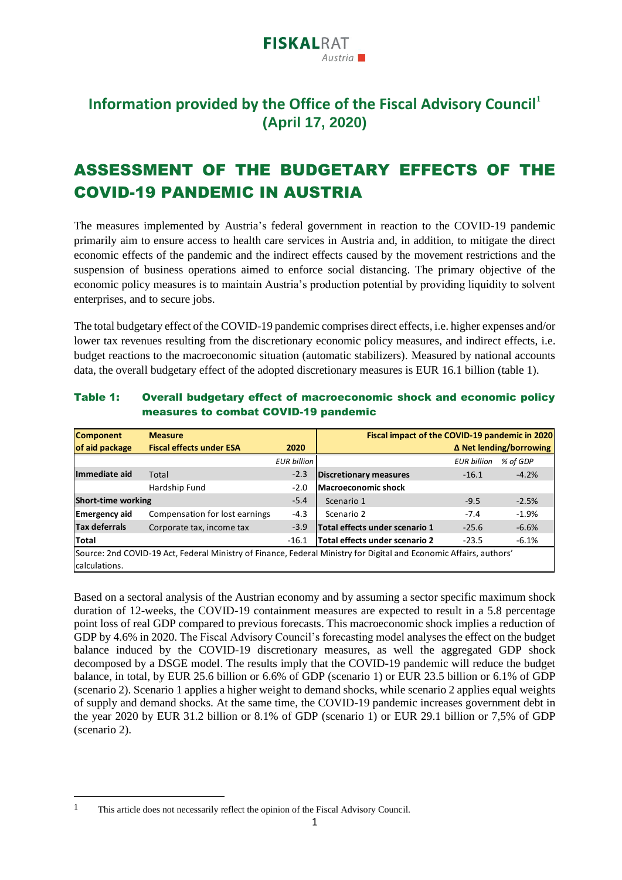FISKALRAT Austria

## Information provided by the Office of the Fiscal Advisory Council[1] (April 17, 2020)

# ASSESSMENT OF THE BUDGETARY EFFECTS OF THE COVID-19 PANDEMIC IN AUSTRIA

The measures implemented by Austria's federal government in reaction to the COVID-19 pandemic primarily aim to ensure access to health care services in Austria and, in addition, to mitigate the direct economic effects of the pandemic and the indirect effects caused by the movement restrictions and the suspension of business operations aimed to enforce social distancing. The primary objective of the economic policy measures is to maintain Austria's production potential by providing liquidity to solvent enterprises, and to secure jobs.

The total budgetary effect of the COVID-19 pandemic comprises direct effects, i.e. higher expenses and/or lower tax revenues resulting from the discretionary economic policy measures, and indirect effects, i.e. budget reactions to the macroeconomic situation (automatic stabilizers). Measured by national accounts data, the overall budgetary effect of the adopted discretionary measures is EUR 16.1 billion (table 1).

**Table 1: Overall budgetary effect of macroeconomic shock and economic policy measures to combat COVID-19 pandemic**

| Component of aid package | Measure Fiscal effects under ESA | 2020 | Fiscal impact of the COVID-19 pandemic in 2020 Δ Net lending/borrowing | | |
|---|---|---|---|---|---|
| | | *EUR billion* | | *EUR billion* | *% of GDP* |
| **Immediate aid** | Total | -2.3 | **Discretionary measures** | -16.1 | -4.2% |
| | Hardship Fund | -2.0 | **Macroeconomic shock** | | |
| **Short-time working** | | -5.4 | Scenario 1 | -9.5 | -2.5% |
| **Emergency aid** | Compensation for lost earnings | -4.3 | Scenario 2 | -7.4 | -1.9% |
| **Tax deferrals** | Corporate tax, income tax | -3.9 | **Total effects under scenario 1** | -25.6 | -6.6% |
| **Total** | | -16.1 | **Total effects under scenario 2** | -23.5 | -6.1% |

Source: 2nd COVID-19 Act, Federal Ministry of Finance, Federal Ministry for Digital and Economic Affairs, authors' calculations.

Based on a sectoral analysis of the Austrian economy and by assuming a sector specific maximum shock duration of 12-weeks, the COVID-19 containment measures are expected to result in a 5.8 percentage point loss of real GDP compared to previous forecasts. This macroeconomic shock implies a reduction of GDP by 4.6% in 2020. The Fiscal Advisory Council's forecasting model analyses the effect on the budget balance induced by the COVID-19 discretionary measures, as well the aggregated GDP shock decomposed by a DSGE model. The results imply that the COVID-19 pandemic will reduce the budget balance, in total, by EUR 25.6 billion or 6.6% of GDP (scenario 1) or EUR 23.5 billion or 6.1% of GDP (scenario 2). Scenario 1 applies a higher weight to demand shocks, while scenario 2 applies equal weights of supply and demand shocks. At the same time, the COVID-19 pandemic increases government debt in the year 2020 by EUR 31.2 billion or 8.1% of GDP (scenario 1) or EUR 29.1 billion or 7,5% of GDP (scenario 2).

---

[1] This article does not necessarily reflect the opinion of the Fiscal Advisory Council.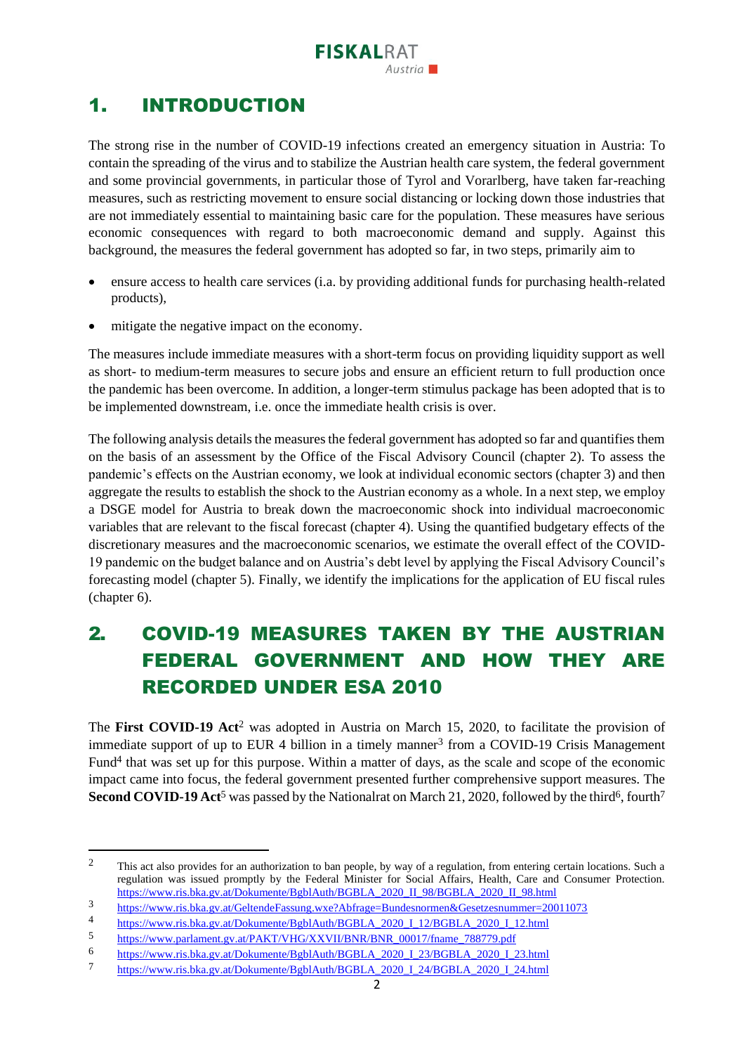# 1. INTRODUCTION

The strong rise in the number of COVID-19 infections created an emergency situation in Austria: To contain the spreading of the virus and to stabilize the Austrian health care system, the federal government and some provincial governments, in particular those of Tyrol and Vorarlberg, have taken far-reaching measures, such as restricting movement to ensure social distancing or locking down those industries that are not immediately essential to maintaining basic care for the population. These measures have serious economic consequences with regard to both macroeconomic demand and supply. Against this background, the measures the federal government has adopted so far, in two steps, primarily aim to

- ensure access to health care services (i.a. by providing additional funds for purchasing health-related products),
- mitigate the negative impact on the economy.

The measures include immediate measures with a short-term focus on providing liquidity support as well as short- to medium-term measures to secure jobs and ensure an efficient return to full production once the pandemic has been overcome. In addition, a longer-term stimulus package has been adopted that is to be implemented downstream, i.e. once the immediate health crisis is over.

The following analysis details the measures the federal government has adopted so far and quantifies them on the basis of an assessment by the Office of the Fiscal Advisory Council (chapter 2). To assess the pandemic's effects on the Austrian economy, we look at individual economic sectors (chapter 3) and then aggregate the results to establish the shock to the Austrian economy as a whole. In a next step, we employ a DSGE model for Austria to break down the macroeconomic shock into individual macroeconomic variables that are relevant to the fiscal forecast (chapter 4). Using the quantified budgetary effects of the discretionary measures and the macroeconomic scenarios, we estimate the overall effect of the COVID-19 pandemic on the budget balance and on Austria's debt level by applying the Fiscal Advisory Council's forecasting model (chapter 5). Finally, we identify the implications for the application of EU fiscal rules (chapter 6).

# 2. COVID-19 MEASURES TAKEN BY THE AUSTRIAN FEDERAL GOVERNMENT AND HOW THEY ARE RECORDED UNDER ESA 2010

The **First COVID-19 Act**[2] was adopted in Austria on March 15, 2020, to facilitate the provision of immediate support of up to EUR 4 billion in a timely manner[3] from a COVID-19 Crisis Management Fund[4] that was set up for this purpose. Within a matter of days, as the scale and scope of the economic impact came into focus, the federal government presented further comprehensive support measures. The **Second COVID-19 Act**[5] was passed by the Nationalrat on March 21, 2020, followed by the third[6], fourth[7]

---

[2] This act also provides for an authorization to ban people, by way of a regulation, from entering certain locations. Such a regulation was issued promptly by the Federal Minister for Social Affairs, Health, Care and Consumer Protection. https://www.ris.bka.gv.at/Dokumente/BgblAuth/BGBLA_2020_II_98/BGBLA_2020_II_98.html

[3] https://www.ris.bka.gv.at/GeltendeFassung.wxe?Abfrage=Bundesnormen&Gesetzesnummer=20011073

[4] https://www.ris.bka.gv.at/Dokumente/BgblAuth/BGBLA_2020_I_12/BGBLA_2020_I_12.html

[5] https://www.parlament.gv.at/PAKT/VHG/XXVII/BNR/BNR_00017/fname_788779.pdf

[6] https://www.ris.bka.gv.at/Dokumente/BgblAuth/BGBLA_2020_I_23/BGBLA_2020_I_23.html

[7] https://www.ris.bka.gv.at/Dokumente/BgblAuth/BGBLA_2020_I_24/BGBLA_2020_I_24.html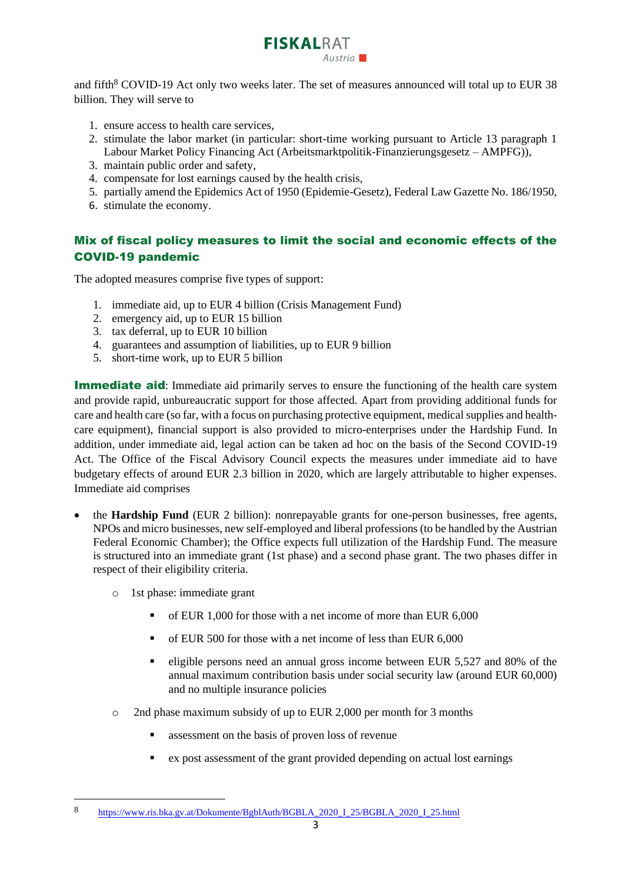and fifth[8] COVID-19 Act only two weeks later. The set of measures announced will total up to EUR 38 billion. They will serve to

1. ensure access to health care services,
2. stimulate the labor market (in particular: short-time working pursuant to Article 13 paragraph 1 Labour Market Policy Financing Act (Arbeitsmarktpolitik-Finanzierungsgesetz – AMPFG)),
3. maintain public order and safety,
4. compensate for lost earnings caused by the health crisis,
5. partially amend the Epidemics Act of 1950 (Epidemie-Gesetz), Federal Law Gazette No. 186/1950,
6. stimulate the economy.

## Mix of fiscal policy measures to limit the social and economic effects of the COVID-19 pandemic

The adopted measures comprise five types of support:

1. immediate aid, up to EUR 4 billion (Crisis Management Fund)
2. emergency aid, up to EUR 15 billion
3. tax deferral, up to EUR 10 billion
4. guarantees and assumption of liabilities, up to EUR 9 billion
5. short-time work, up to EUR 5 billion

**Immediate aid**: Immediate aid primarily serves to ensure the functioning of the health care system and provide rapid, unbureaucratic support for those affected. Apart from providing additional funds for care and health care (so far, with a focus on purchasing protective equipment, medical supplies and health-care equipment), financial support is also provided to micro-enterprises under the Hardship Fund. In addition, under immediate aid, legal action can be taken ad hoc on the basis of the Second COVID-19 Act. The Office of the Fiscal Advisory Council expects the measures under immediate aid to have budgetary effects of around EUR 2.3 billion in 2020, which are largely attributable to higher expenses. Immediate aid comprises

- the **Hardship Fund** (EUR 2 billion): nonrepayable grants for one-person businesses, free agents, NPOs and micro businesses, new self-employed and liberal professions (to be handled by the Austrian Federal Economic Chamber); the Office expects full utilization of the Hardship Fund. The measure is structured into an immediate grant (1st phase) and a second phase grant. The two phases differ in respect of their eligibility criteria.
  - 1st phase: immediate grant
    - of EUR 1,000 for those with a net income of more than EUR 6,000
    - of EUR 500 for those with a net income of less than EUR 6,000
    - eligible persons need an annual gross income between EUR 5,527 and 80% of the annual maximum contribution basis under social security law (around EUR 60,000) and no multiple insurance policies
  - 2nd phase maximum subsidy of up to EUR 2,000 per month for 3 months
    - assessment on the basis of proven loss of revenue
    - ex post assessment of the grant provided depending on actual lost earnings

[8] https://www.ris.bka.gv.at/Dokumente/BgblAuth/BGBLA_2020_I_25/BGBLA_2020_I_25.html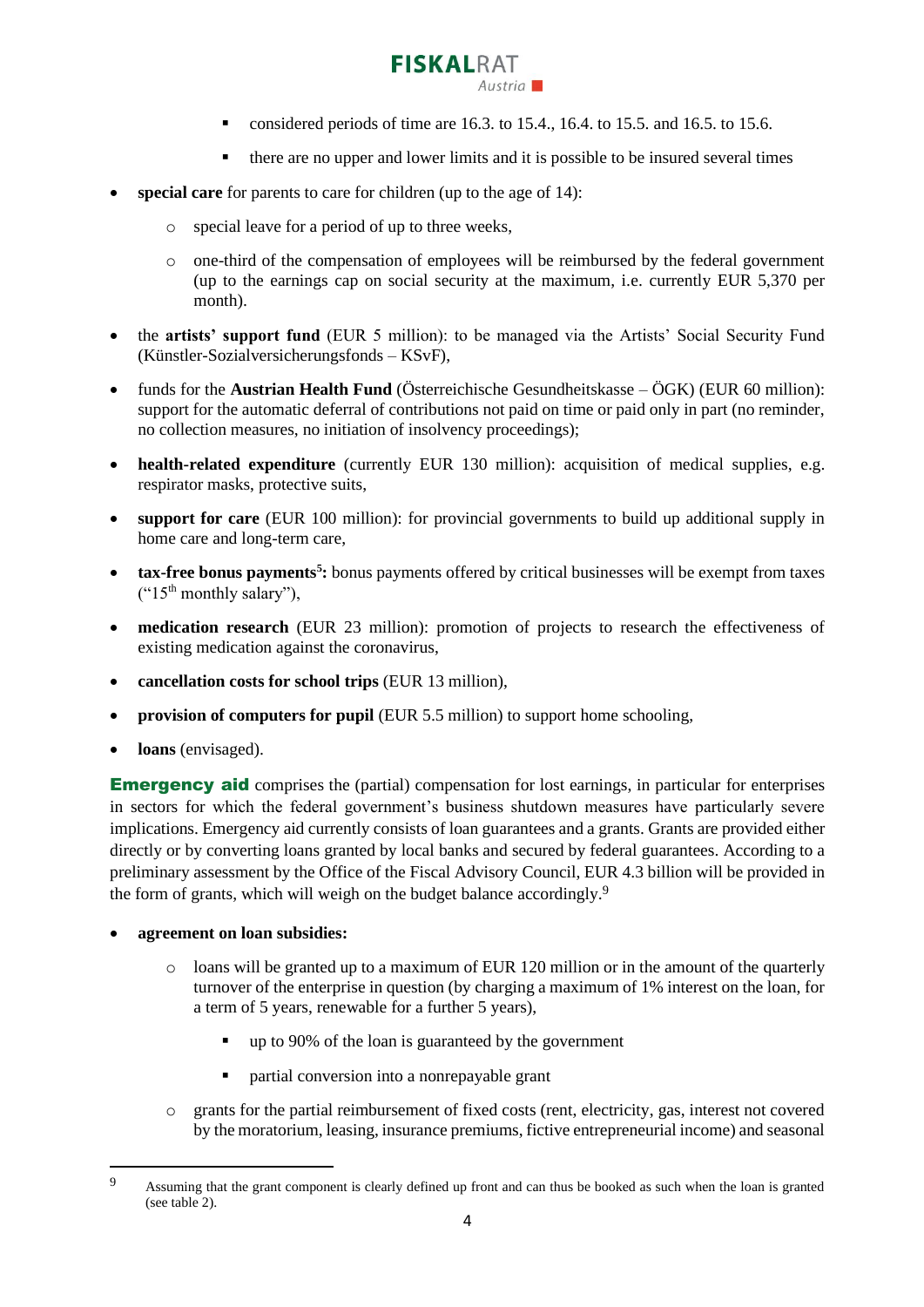- considered periods of time are 16.3. to 15.4., 16.4. to 15.5. and 16.5. to 15.6.
        - there are no upper and lower limits and it is possible to be insured several times

- **special care** for parents to care for children (up to the age of 14):
    - special leave for a period of up to three weeks,
    - one-third of the compensation of employees will be reimbursed by the federal government (up to the earnings cap on social security at the maximum, i.e. currently EUR 5,370 per month).
- the **artists' support fund** (EUR 5 million): to be managed via the Artists' Social Security Fund (Künstler-Sozialversicherungsfonds – KSvF),
- funds for the **Austrian Health Fund** (Österreichische Gesundheitskasse – ÖGK) (EUR 60 million): support for the automatic deferral of contributions not paid on time or paid only in part (no reminder, no collection measures, no initiation of insolvency proceedings);
- **health-related expenditure** (currently EUR 130 million): acquisition of medical supplies, e.g. respirator masks, protective suits,
- **support for care** (EUR 100 million): for provincial governments to build up additional supply in home care and long-term care,
- **tax-free bonus payments[5]:** bonus payments offered by critical businesses will be exempt from taxes ("15th monthly salary"),
- **medication research** (EUR 23 million): promotion of projects to research the effectiveness of existing medication against the coronavirus,
- **cancellation costs for school trips** (EUR 13 million),
- **provision of computers for pupil** (EUR 5.5 million) to support home schooling,
- **loans** (envisaged).

**Emergency aid** comprises the (partial) compensation for lost earnings, in particular for enterprises in sectors for which the federal government's business shutdown measures have particularly severe implications. Emergency aid currently consists of loan guarantees and a grants. Grants are provided either directly or by converting loans granted by local banks and secured by federal guarantees. According to a preliminary assessment by the Office of the Fiscal Advisory Council, EUR 4.3 billion will be provided in the form of grants, which will weigh on the budget balance accordingly.[9]

- **agreement on loan subsidies:**
    - loans will be granted up to a maximum of EUR 120 million or in the amount of the quarterly turnover of the enterprise in question (by charging a maximum of 1% interest on the loan, for a term of 5 years, renewable for a further 5 years),
        - up to 90% of the loan is guaranteed by the government
        - partial conversion into a nonrepayable grant
    - grants for the partial reimbursement of fixed costs (rent, electricity, gas, interest not covered by the moratorium, leasing, insurance premiums, fictive entrepreneurial income) and seasonal

---

[9] Assuming that the grant component is clearly defined up front and can thus be booked as such when the loan is granted (see table 2).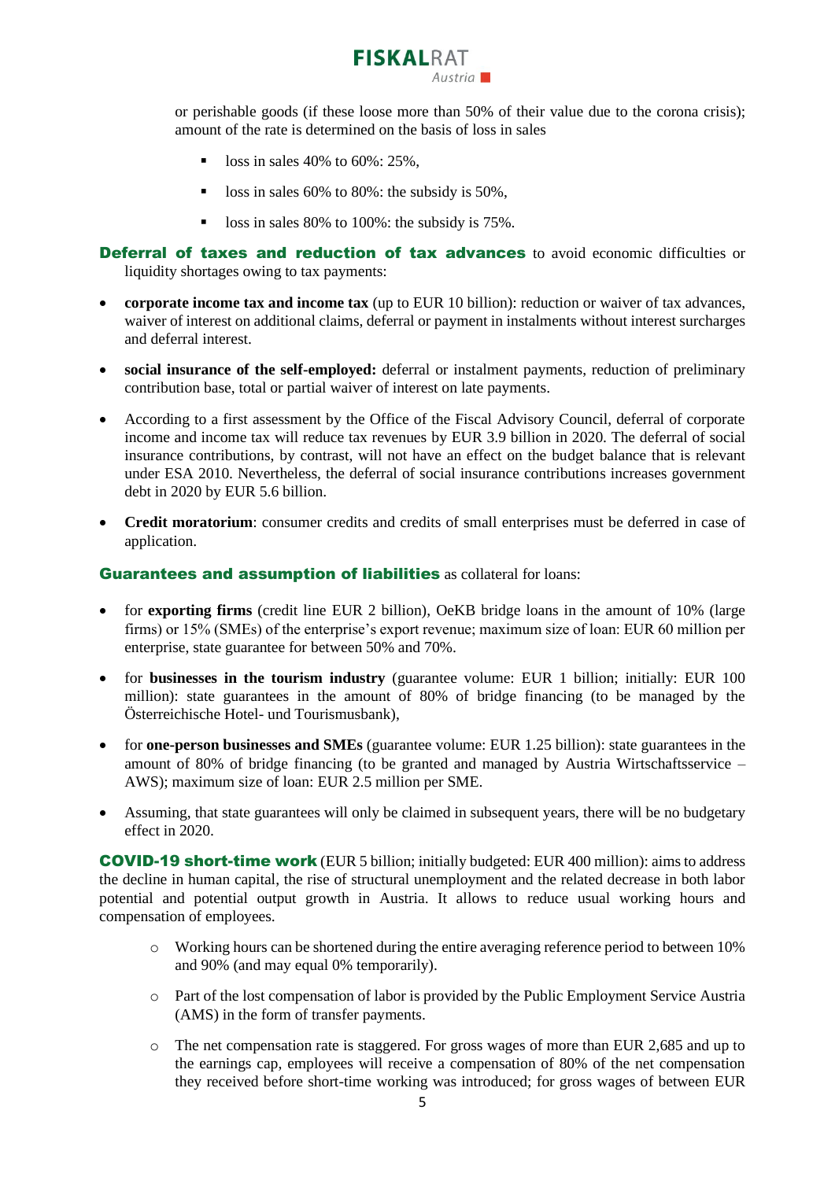or perishable goods (if these loose more than 50% of their value due to the corona crisis); amount of the rate is determined on the basis of loss in sales

- loss in sales 40% to 60%: 25%,
- loss in sales 60% to 80%: the subsidy is 50%,
- loss in sales 80% to 100%: the subsidy is 75%.

**Deferral of taxes and reduction of tax advances** to avoid economic difficulties or liquidity shortages owing to tax payments:

- **corporate income tax and income tax** (up to EUR 10 billion): reduction or waiver of tax advances, waiver of interest on additional claims, deferral or payment in instalments without interest surcharges and deferral interest.
- **social insurance of the self-employed:** deferral or instalment payments, reduction of preliminary contribution base, total or partial waiver of interest on late payments.
- According to a first assessment by the Office of the Fiscal Advisory Council, deferral of corporate income and income tax will reduce tax revenues by EUR 3.9 billion in 2020. The deferral of social insurance contributions, by contrast, will not have an effect on the budget balance that is relevant under ESA 2010. Nevertheless, the deferral of social insurance contributions increases government debt in 2020 by EUR 5.6 billion.
- **Credit moratorium**: consumer credits and credits of small enterprises must be deferred in case of application.

**Guarantees and assumption of liabilities** as collateral for loans:

- for **exporting firms** (credit line EUR 2 billion), OeKB bridge loans in the amount of 10% (large firms) or 15% (SMEs) of the enterprise's export revenue; maximum size of loan: EUR 60 million per enterprise, state guarantee for between 50% and 70%.
- for **businesses in the tourism industry** (guarantee volume: EUR 1 billion; initially: EUR 100 million): state guarantees in the amount of 80% of bridge financing (to be managed by the Österreichische Hotel- und Tourismusbank),
- for **one-person businesses and SMEs** (guarantee volume: EUR 1.25 billion): state guarantees in the amount of 80% of bridge financing (to be granted and managed by Austria Wirtschaftsservice – AWS); maximum size of loan: EUR 2.5 million per SME.
- Assuming, that state guarantees will only be claimed in subsequent years, there will be no budgetary effect in 2020.

**COVID-19 short-time work** (EUR 5 billion; initially budgeted: EUR 400 million): aims to address the decline in human capital, the rise of structural unemployment and the related decrease in both labor potential and potential output growth in Austria. It allows to reduce usual working hours and compensation of employees.

- Working hours can be shortened during the entire averaging reference period to between 10% and 90% (and may equal 0% temporarily).
- Part of the lost compensation of labor is provided by the Public Employment Service Austria (AMS) in the form of transfer payments.
- The net compensation rate is staggered. For gross wages of more than EUR 2,685 and up to the earnings cap, employees will receive a compensation of 80% of the net compensation they received before short-time working was introduced; for gross wages of between EUR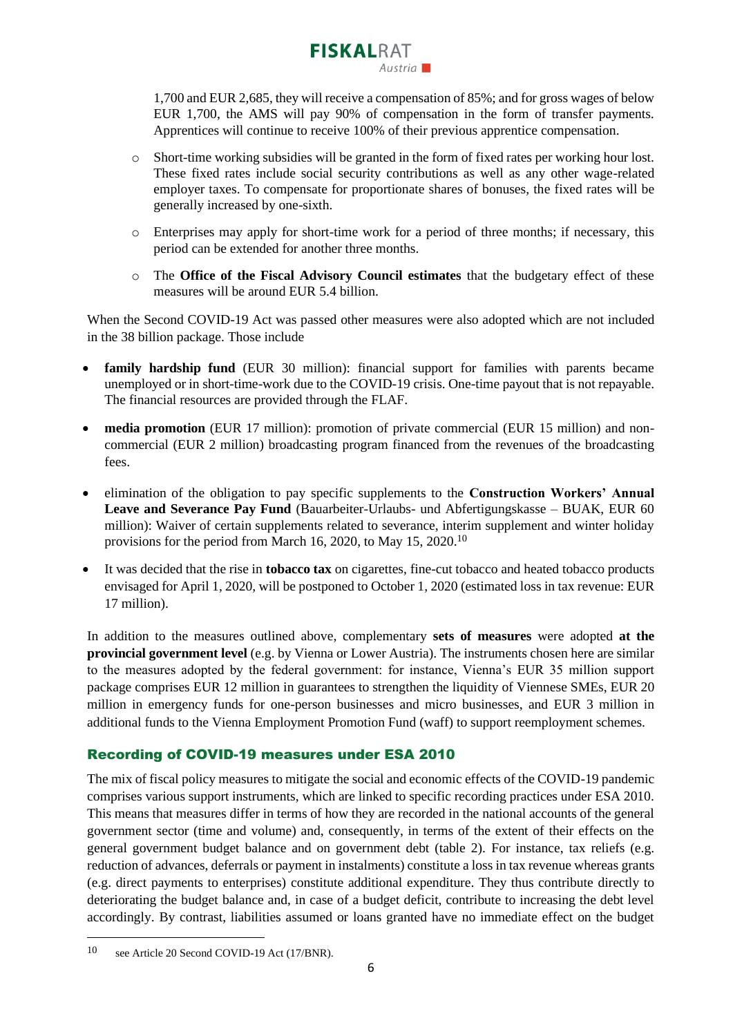1,700 and EUR 2,685, they will receive a compensation of 85%; and for gross wages of below EUR 1,700, the AMS will pay 90% of compensation in the form of transfer payments. Apprentices will continue to receive 100% of their previous apprentice compensation.

  - Short-time working subsidies will be granted in the form of fixed rates per working hour lost. These fixed rates include social security contributions as well as any other wage-related employer taxes. To compensate for proportionate shares of bonuses, the fixed rates will be generally increased by one-sixth.
  - Enterprises may apply for short-time work for a period of three months; if necessary, this period can be extended for another three months.
  - The **Office of the Fiscal Advisory Council estimates** that the budgetary effect of these measures will be around EUR 5.4 billion.

When the Second COVID-19 Act was passed other measures were also adopted which are not included in the 38 billion package. Those include

- **family hardship fund** (EUR 30 million): financial support for families with parents became unemployed or in short-time-work due to the COVID-19 crisis. One-time payout that is not repayable. The financial resources are provided through the FLAF.
- **media promotion** (EUR 17 million): promotion of private commercial (EUR 15 million) and non-commercial (EUR 2 million) broadcasting program financed from the revenues of the broadcasting fees.
- elimination of the obligation to pay specific supplements to the **Construction Workers' Annual Leave and Severance Pay Fund** (Bauarbeiter-Urlaubs- und Abfertigungskasse – BUAK, EUR 60 million): Waiver of certain supplements related to severance, interim supplement and winter holiday provisions for the period from March 16, 2020, to May 15, 2020.[10]
- It was decided that the rise in **tobacco tax** on cigarettes, fine-cut tobacco and heated tobacco products envisaged for April 1, 2020, will be postponed to October 1, 2020 (estimated loss in tax revenue: EUR 17 million).

In addition to the measures outlined above, complementary **sets of measures** were adopted **at the provincial government level** (e.g. by Vienna or Lower Austria). The instruments chosen here are similar to the measures adopted by the federal government: for instance, Vienna's EUR 35 million support package comprises EUR 12 million in guarantees to strengthen the liquidity of Viennese SMEs, EUR 20 million in emergency funds for one-person businesses and micro businesses, and EUR 3 million in additional funds to the Vienna Employment Promotion Fund (waff) to support reemployment schemes.

## Recording of COVID-19 measures under ESA 2010

The mix of fiscal policy measures to mitigate the social and economic effects of the COVID-19 pandemic comprises various support instruments, which are linked to specific recording practices under ESA 2010. This means that measures differ in terms of how they are recorded in the national accounts of the general government sector (time and volume) and, consequently, in terms of the extent of their effects on the general government budget balance and on government debt (table 2). For instance, tax reliefs (e.g. reduction of advances, deferrals or payment in instalments) constitute a loss in tax revenue whereas grants (e.g. direct payments to enterprises) constitute additional expenditure. They thus contribute directly to deteriorating the budget balance and, in case of a budget deficit, contribute to increasing the debt level accordingly. By contrast, liabilities assumed or loans granted have no immediate effect on the budget

---

[10] see Article 20 Second COVID-19 Act (17/BNR).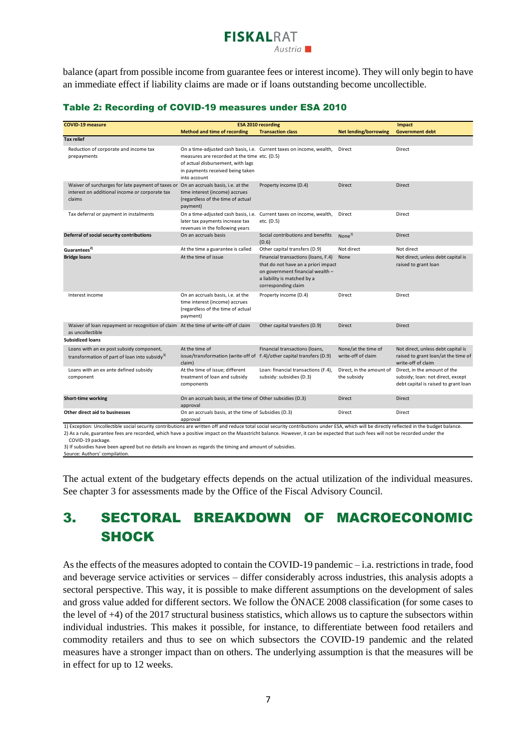balance (apart from possible income from guarantee fees or interest income). They will only begin to have an immediate effect if liability claims are made or if loans outstanding become uncollectible.

### Table 2: Recording of COVID-19 measures under ESA 2010

| COVID-19 measure | ESA 2010 recording | | Impact | |
|---|---|---|---|---|
| | Method and time of recording | Transaction class | Net lending/borrowing | Government debt |
| **Tax relief** | | | | |
| Reduction of corporate and income tax prepayments | On a time-adjusted cash basis, i.e. measures are recorded at the time of actual disbursement, with lags in payments received being taken into account | Current taxes on income, wealth, etc. (D.5) | Direct | Direct |
| Waiver of surcharges for late payment of taxes or interest on additional income or corporate tax claims | On an accruals basis, i.e. at the time interest (income) accrues (regardless of the time of actual payment) | Property income (D.4) | Direct | Direct |
| Tax deferral or payment in instalments | On a time-adjusted cash basis, i.e. later tax payments increase tax revenues in the following years | Current taxes on income, wealth, etc. (D.5) | Direct | Direct |
| **Deferral of social security contributions** | On an accruals basis | Social contributions and benefits (D.6) | None[1] | Direct |
| **Guarantees[2]** | At the time a guarantee is called | Other capital transfers (D.9) | Not direct | Not direct |
| **Bridge loans** | At the time of issue | Financial transactions (loans, F.4) that do not have an a priori impact on government financial wealth – a liability is matched by a corresponding claim | None | Not direct, unless debt capital is raised to grant loan |
| Interest income | On an accruals basis, i.e. at the time interest (income) accrues (regardless of the time of actual payment) | Property income (D.4) | Direct | Direct |
| Waiver of loan repayment or recognition of claim as uncollectible | At the time of write-off of claim | Other capital transfers (D.9) | Direct | Direct |
| **Subsidized loans** | | | | |
| Loans with an ex post subsidy component, transformation of part of loan into subsidy[3] | At the time of issue/transformation (write-off of claim) | Financial transactions (loans, F.4)/other capital transfers (D.9) | None/at the time of write-off of claim | Not direct, unless debt capital is raised to grant loan/at the time of write-off of claim |
| Loans with an ex ante defined subsidy component | At the time of issue; different treatment of loan and subsidy components | Loan: financial transactions (F.4), subsidy: subsidies (D.3) | Direct, in the amount of the subsidy | Direct, in the amount of the subsidy; loan: not direct, except debt capital is raised to grant loan |
| **Short-time working** | On an accruals basis, at the time of approval | Other subsidies (D.3) | Direct | Direct |
| **Other direct aid to businesses** | On an accruals basis, at the time of approval | Subsidies (D.3) | Direct | Direct |

1) Exception: Uncollectible social security contributions are written off and reduce total social security contributions under ESA, which will be directly reflected in the budget balance.
2) As a rule, guarantee fees are recorded, which have a positive impact on the Maastricht balance. However, it can be expected that such fees will not be recorded under the COVID-19 package.
3) If subsidies have been agreed but no details are known as regards the timing and amount of subsidies.
Source: Authors' compilation.

The actual extent of the budgetary effects depends on the actual utilization of the individual measures. See chapter 3 for assessments made by the Office of the Fiscal Advisory Council.

## 3. SECTORAL BREAKDOWN OF MACROECONOMIC SHOCK

As the effects of the measures adopted to contain the COVID-19 pandemic – i.a. restrictions in trade, food and beverage service activities or services – differ considerably across industries, this analysis adopts a sectoral perspective. This way, it is possible to make different assumptions on the development of sales and gross value added for different sectors. We follow the ÖNACE 2008 classification (for some cases to the level of +4) of the 2017 structural business statistics, which allows us to capture the subsectors within individual industries. This makes it possible, for instance, to differentiate between food retailers and commodity retailers and thus to see on which subsectors the COVID-19 pandemic and the related measures have a stronger impact than on others. The underlying assumption is that the measures will be in effect for up to 12 weeks.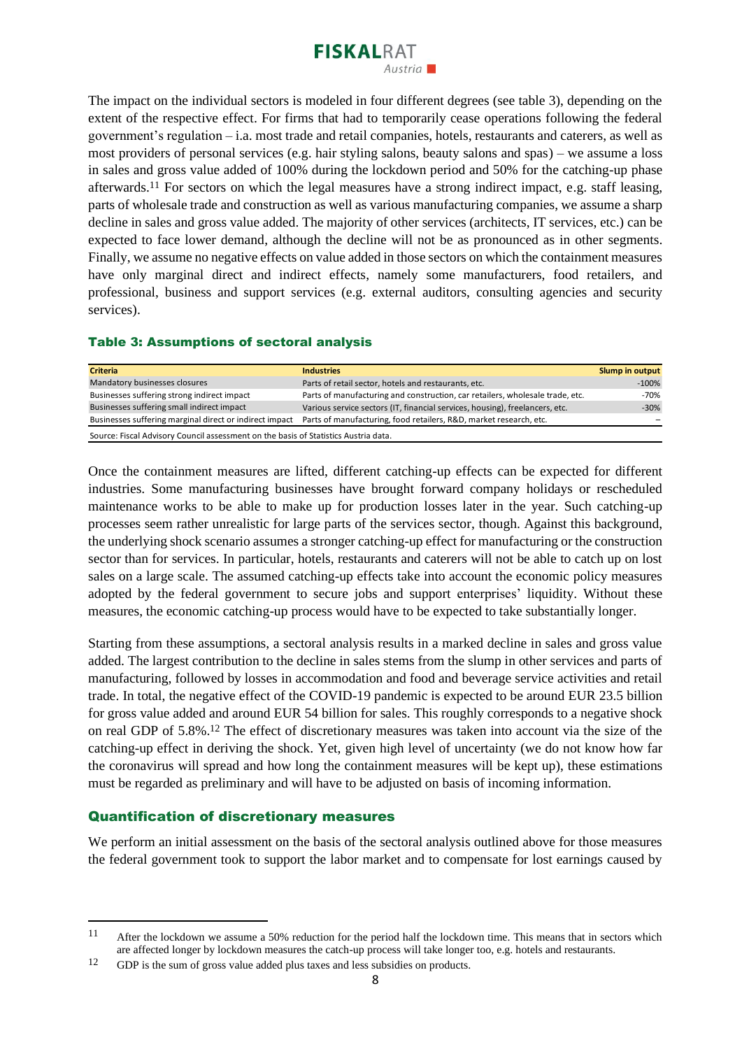The impact on the individual sectors is modeled in four different degrees (see table 3), depending on the extent of the respective effect. For firms that had to temporarily cease operations following the federal government's regulation – i.e. most trade and retail companies, hotels, restaurants and caterers, as well as most providers of personal services (e.g. hair styling salons, beauty salons and spas) – we assume a loss in sales and gross value added of 100% during the lockdown period and 50% for the catching-up phase afterwards.[11] For sectors on which the legal measures have a strong indirect impact, e.g. staff leasing, parts of wholesale trade and construction as well as various manufacturing companies, we assume a sharp decline in sales and gross value added. The majority of other services (architects, IT services, etc.) can be expected to face lower demand, although the decline will not be as pronounced as in other segments. Finally, we assume no negative effects on value added in those sectors on which the containment measures have only marginal direct and indirect effects, namely some manufacturers, food retailers, and professional, business and support services (e.g. external auditors, consulting agencies and security services).

### Table 3: Assumptions of sectoral analysis

| Criteria | Industries | Slump in output |
|---|---|---|
| Mandatory businesses closures | Parts of retail sector, hotels and restaurants, etc. | -100% |
| Businesses suffering strong indirect impact | Parts of manufacturing and construction, car retailers, wholesale trade, etc. | -70% |
| Businesses suffering small indirect impact | Various service sectors (IT, financial services, housing), freelancers, etc. | -30% |
| Businesses suffering marginal direct or indirect impact | Parts of manufacturing, food retailers, R&D, market research, etc. | – |

Source: Fiscal Advisory Council assessment on the basis of Statistics Austria data.

Once the containment measures are lifted, different catching-up effects can be expected for different industries. Some manufacturing businesses have brought forward company holidays or rescheduled maintenance works to be able to make up for production losses later in the year. Such catching-up processes seem rather unrealistic for large parts of the services sector, though. Against this background, the underlying shock scenario assumes a stronger catching-up effect for manufacturing or the construction sector than for services. In particular, hotels, restaurants and caterers will not be able to catch up on lost sales on a large scale. The assumed catching-up effects take into account the economic policy measures adopted by the federal government to secure jobs and support enterprises' liquidity. Without these measures, the economic catching-up process would have to be expected to take substantially longer.

Starting from these assumptions, a sectoral analysis results in a marked decline in sales and gross value added. The largest contribution to the decline in sales stems from the slump in other services and parts of manufacturing, followed by losses in accommodation and food and beverage service activities and retail trade. In total, the negative effect of the COVID-19 pandemic is expected to be around EUR 23.5 billion for gross value added and around EUR 54 billion for sales. This roughly corresponds to a negative shock on real GDP of 5.8%.[12] The effect of discretionary measures was taken into account via the size of the catching-up effect in deriving the shock. Yet, given high level of uncertainty (we do not know how far the coronavirus will spread and how long the containment measures will be kept up), these estimations must be regarded as preliminary and will have to be adjusted on basis of incoming information.

## Quantification of discretionary measures

We perform an initial assessment on the basis of the sectoral analysis outlined above for those measures the federal government took to support the labor market and to compensate for lost earnings caused by

---

[11] After the lockdown we assume a 50% reduction for the period half the lockdown time. This means that in sectors which are affected longer by lockdown measures the catch-up process will take longer too, e.g. hotels and restaurants.

[12] GDP is the sum of gross value added plus taxes and less subsidies on products.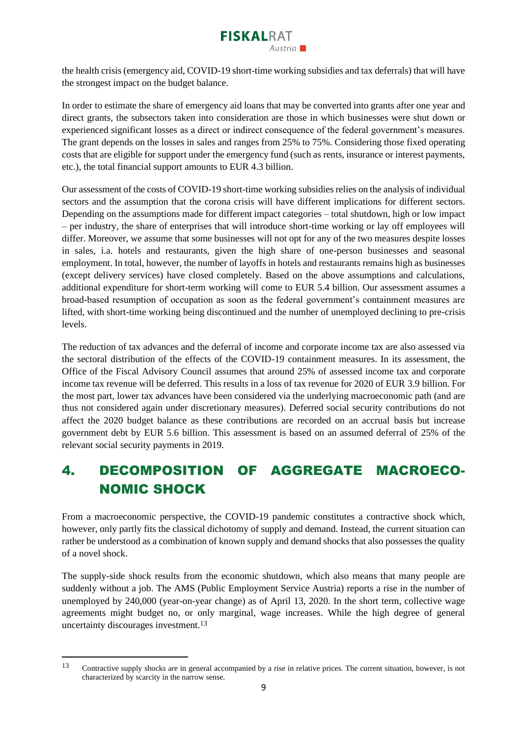the health crisis (emergency aid, COVID-19 short-time working subsidies and tax deferrals) that will have the strongest impact on the budget balance.

In order to estimate the share of emergency aid loans that may be converted into grants after one year and direct grants, the subsectors taken into consideration are those in which businesses were shut down or experienced significant losses as a direct or indirect consequence of the federal government's measures. The grant depends on the losses in sales and ranges from 25% to 75%. Considering those fixed operating costs that are eligible for support under the emergency fund (such as rents, insurance or interest payments, etc.), the total financial support amounts to EUR 4.3 billion.

Our assessment of the costs of COVID-19 short-time working subsidies relies on the analysis of individual sectors and the assumption that the corona crisis will have different implications for different sectors. Depending on the assumptions made for different impact categories – total shutdown, high or low impact – per industry, the share of enterprises that will introduce short-time working or lay off employees will differ. Moreover, we assume that some businesses will not opt for any of the two measures despite losses in sales, i.a. hotels and restaurants, given the high share of one-person businesses and seasonal employment. In total, however, the number of layoffs in hotels and restaurants remains high as businesses (except delivery services) have closed completely. Based on the above assumptions and calculations, additional expenditure for short-term working will come to EUR 5.4 billion. Our assessment assumes a broad-based resumption of occupation as soon as the federal government's containment measures are lifted, with short-time working being discontinued and the number of unemployed declining to pre-crisis levels.

The reduction of tax advances and the deferral of income and corporate income tax are also assessed via the sectoral distribution of the effects of the COVID-19 containment measures. In its assessment, the Office of the Fiscal Advisory Council assumes that around 25% of assessed income tax and corporate income tax revenue will be deferred. This results in a loss of tax revenue for 2020 of EUR 3.9 billion. For the most part, lower tax advances have been considered via the underlying macroeconomic path (and are thus not considered again under discretionary measures). Deferred social security contributions do not affect the 2020 budget balance as these contributions are recorded on an accrual basis but increase government debt by EUR 5.6 billion. This assessment is based on an assumed deferral of 25% of the relevant social security payments in 2019.

# 4. DECOMPOSITION OF AGGREGATE MACROECONOMIC SHOCK

From a macroeconomic perspective, the COVID-19 pandemic constitutes a contractive shock which, however, only partly fits the classical dichotomy of supply and demand. Instead, the current situation can rather be understood as a combination of known supply and demand shocks that also possesses the quality of a novel shock.

The supply-side shock results from the economic shutdown, which also means that many people are suddenly without a job. The AMS (Public Employment Service Austria) reports a rise in the number of unemployed by 240,000 (year-on-year change) as of April 13, 2020. In the short term, collective wage agreements might budget no, or only marginal, wage increases. While the high degree of general uncertainty discourages investment.[13]

[13] Contractive supply shocks are in general accompanied by a rise in relative prices. The current situation, however, is not characterized by scarcity in the narrow sense.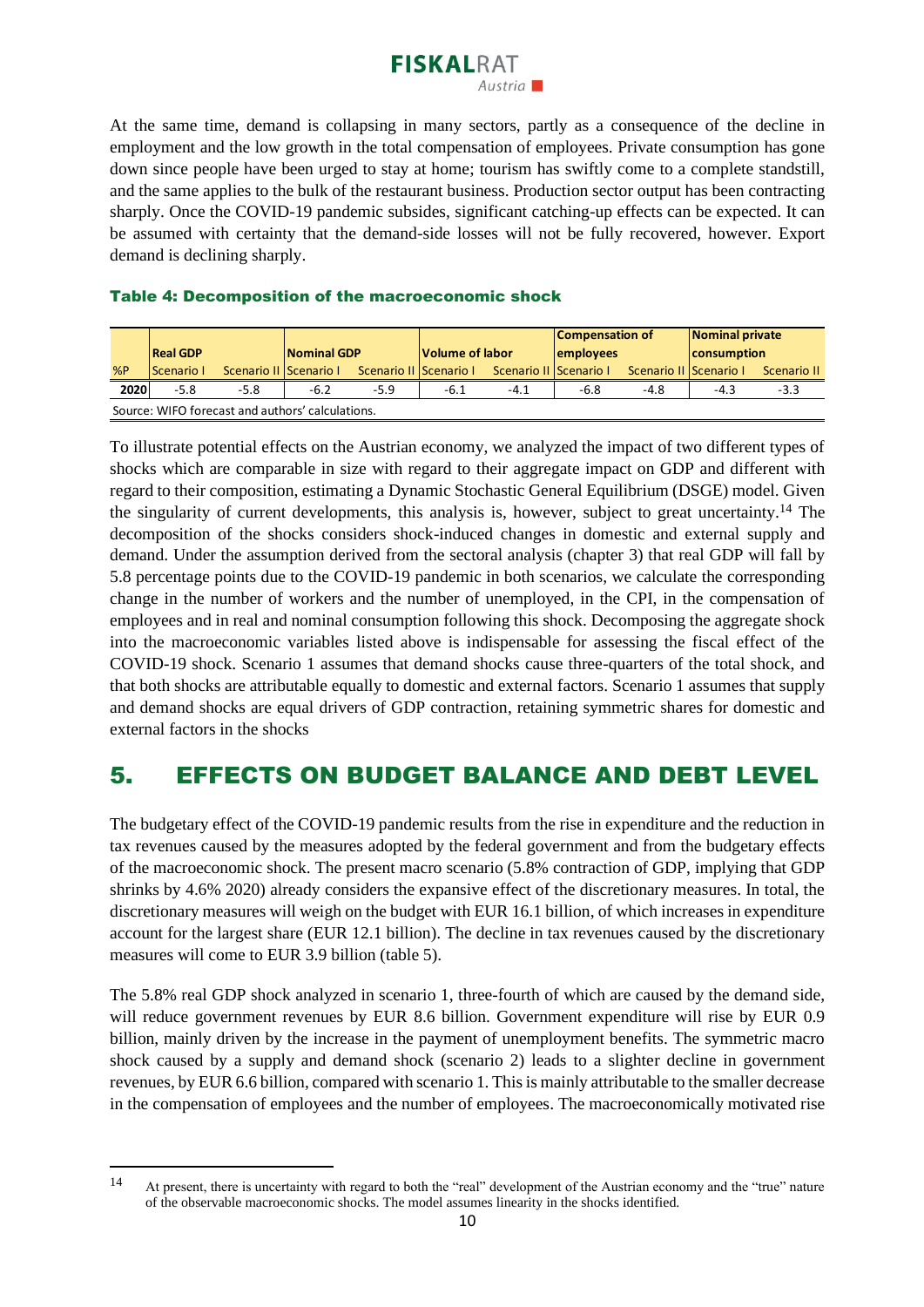At the same time, demand is collapsing in many sectors, partly as a consequence of the decline in employment and the low growth in the total compensation of employees. Private consumption has gone down since people have been urged to stay at home; tourism has swiftly come to a complete standstill, and the same applies to the bulk of the restaurant business. Production sector output has been contracting sharply. Once the COVID-19 pandemic subsides, significant catching-up effects can be expected. It can be assumed with certainty that the demand-side losses will not be fully recovered, however. Export demand is declining sharply.

### Table 4: Decomposition of the macroeconomic shock

| | Real GDP | | Nominal GDP | | Volume of labor | | Compensation of employees | | Nominal private consumption | |
|---|---|---|---|---|---|---|---|---|---|---|
| %P | Scenario I | Scenario II | Scenario I | Scenario II | Scenario I | Scenario II | Scenario I | Scenario II | Scenario I | Scenario II |
| **2020** | -5.8 | -5.8 | -6.2 | -5.9 | -6.1 | -4.1 | -6.8 | -4.8 | -4.3 | -3.3 |

Source: WIFO forecast and authors' calculations.

To illustrate potential effects on the Austrian economy, we analyzed the impact of two different types of shocks which are comparable in size with regard to their aggregate impact on GDP and different with regard to their composition, estimating a Dynamic Stochastic General Equilibrium (DSGE) model. Given the singularity of current developments, this analysis is, however, subject to great uncertainty.[14] The decomposition of the shocks considers shock-induced changes in domestic and external supply and demand. Under the assumption derived from the sectoral analysis (chapter 3) that real GDP will fall by 5.8 percentage points due to the COVID-19 pandemic in both scenarios, we calculate the corresponding change in the number of workers and the number of unemployed, in the CPI, in the compensation of employees and in real and nominal consumption following this shock. Decomposing the aggregate shock into the macroeconomic variables listed above is indispensable for assessing the fiscal effect of the COVID-19 shock. Scenario 1 assumes that demand shocks cause three-quarters of the total shock, and that both shocks are attributable equally to domestic and external factors. Scenario 1 assumes that supply and demand shocks are equal drivers of GDP contraction, retaining symmetric shares for domestic and external factors in the shocks

## 5. EFFECTS ON BUDGET BALANCE AND DEBT LEVEL

The budgetary effect of the COVID-19 pandemic results from the rise in expenditure and the reduction in tax revenues caused by the measures adopted by the federal government and from the budgetary effects of the macroeconomic shock. The present macro scenario (5.8% contraction of GDP, implying that GDP shrinks by 4.6% 2020) already considers the expansive effect of the discretionary measures. In total, the discretionary measures will weigh on the budget with EUR 16.1 billion, of which increases in expenditure account for the largest share (EUR 12.1 billion). The decline in tax revenues caused by the discretionary measures will come to EUR 3.9 billion (table 5).

The 5.8% real GDP shock analyzed in scenario 1, three-fourth of which are caused by the demand side, will reduce government revenues by EUR 8.6 billion. Government expenditure will rise by EUR 0.9 billion, mainly driven by the increase in the payment of unemployment benefits. The symmetric macro shock caused by a supply and demand shock (scenario 2) leads to a slighter decline in government revenues, by EUR 6.6 billion, compared with scenario 1. This is mainly attributable to the smaller decrease in the compensation of employees and the number of employees. The macroeconomically motivated rise

---

[14] At present, there is uncertainty with regard to both the "real" development of the Austrian economy and the "true" nature of the observable macroeconomic shocks. The model assumes linearity in the shocks identified.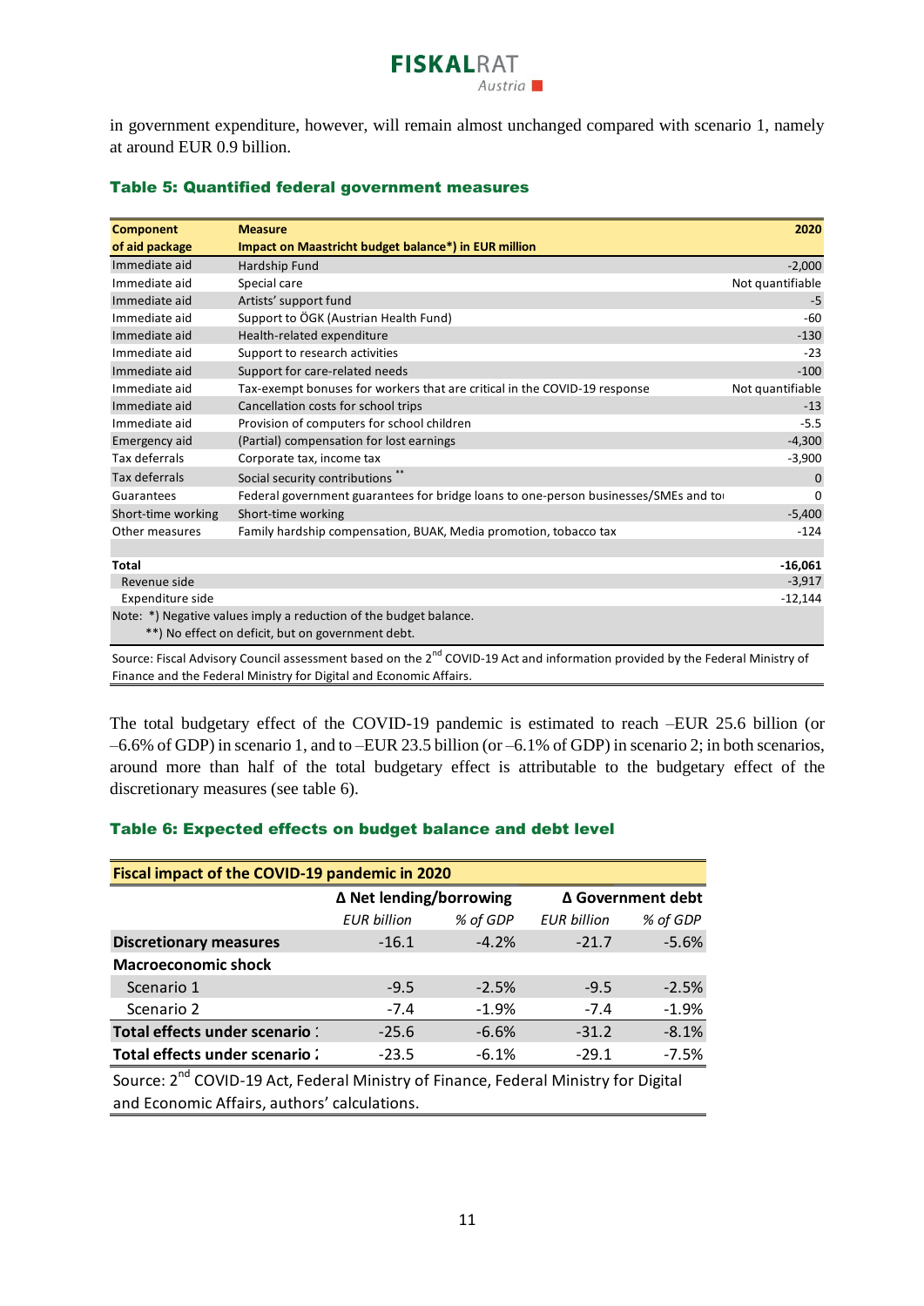in government expenditure, however, will remain almost unchanged compared with scenario 1, namely at around EUR 0.9 billion.

### Table 5: Quantified federal government measures

| Component of aid package | Measure<br>Impact on Maastricht budget balance*) in EUR million | 2020 |
|---|---|---|
| Immediate aid | Hardship Fund | -2,000 |
| Immediate aid | Special care | Not quantifiable |
| Immediate aid | Artists' support fund | -5 |
| Immediate aid | Support to ÖGK (Austrian Health Fund) | -60 |
| Immediate aid | Health-related expenditure | -130 |
| Immediate aid | Support to research activities | -23 |
| Immediate aid | Support for care-related needs | -100 |
| Immediate aid | Tax-exempt bonuses for workers that are critical in the COVID-19 response | Not quantifiable |
| Immediate aid | Cancellation costs for school trips | -13 |
| Immediate aid | Provision of computers for school children | -5.5 |
| Emergency aid | (Partial) compensation for lost earnings | -4,300 |
| Tax deferrals | Corporate tax, income tax | -3,900 |
| Tax deferrals | Social security contributions ** | 0 |
| Guarantees | Federal government guarantees for bridge loans to one-person businesses/SMEs and to | 0 |
| Short-time working | Short-time working | -5,400 |
| Other measures | Family hardship compensation, BUAK, Media promotion, tobacco tax | -124 |
| | | |
| **Total** | | **-16,061** |
| Revenue side | | -3,917 |
| Expenditure side | | -12,144 |

Note: *) Negative values imply a reduction of the budget balance.
**) No effect on deficit, but on government debt.

Source: Fiscal Advisory Council assessment based on the 2nd COVID-19 Act and information provided by the Federal Ministry of Finance and the Federal Ministry for Digital and Economic Affairs.

The total budgetary effect of the COVID-19 pandemic is estimated to reach –EUR 25.6 billion (or –6.6% of GDP) in scenario 1, and to –EUR 23.5 billion (or –6.1% of GDP) in scenario 2; in both scenarios, around more than half of the total budgetary effect is attributable to the budgetary effect of the discretionary measures (see table 6).

### Table 6: Expected effects on budget balance and debt level

| Fiscal impact of the COVID-19 pandemic in 2020 | Δ Net lending/borrowing | | Δ Government debt | |
|---|---|---|---|---|
| | *EUR billion* | *% of GDP* | *EUR billion* | *% of GDP* |
| **Discretionary measures** | -16.1 | -4.2% | -21.7 | -5.6% |
| **Macroeconomic shock** | | | | |
| Scenario 1 | -9.5 | -2.5% | -9.5 | -2.5% |
| Scenario 2 | -7.4 | -1.9% | -7.4 | -1.9% |
| **Total effects under scenario 1** | -25.6 | -6.6% | -31.2 | -8.1% |
| **Total effects under scenario 2** | -23.5 | -6.1% | -29.1 | -7.5% |

Source: 2nd COVID-19 Act, Federal Ministry of Finance, Federal Ministry for Digital and Economic Affairs, authors' calculations.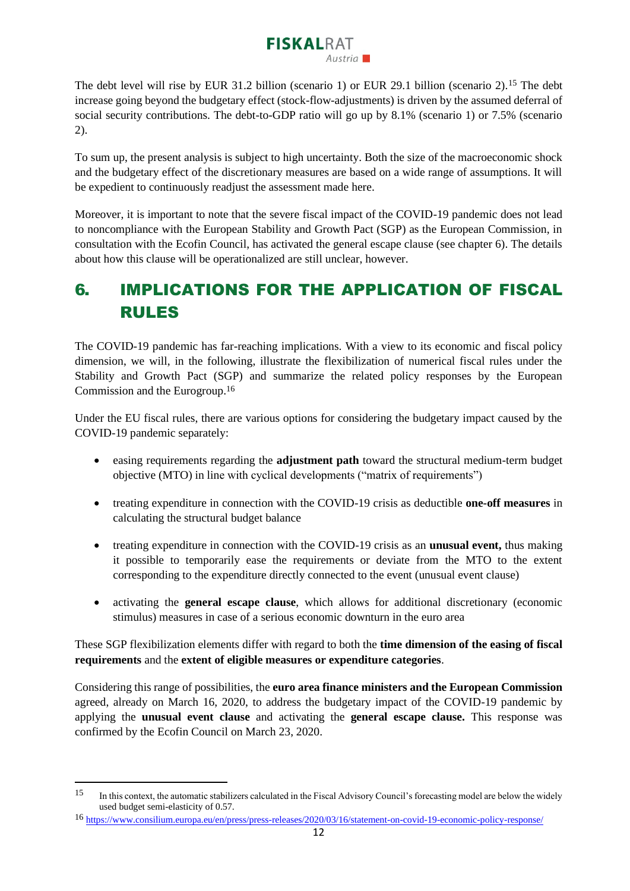The debt level will rise by EUR 31.2 billion (scenario 1) or EUR 29.1 billion (scenario 2).[15] The debt increase going beyond the budgetary effect (stock-flow-adjustments) is driven by the assumed deferral of social security contributions. The debt-to-GDP ratio will go up by 8.1% (scenario 1) or 7.5% (scenario 2).

To sum up, the present analysis is subject to high uncertainty. Both the size of the macroeconomic shock and the budgetary effect of the discretionary measures are based on a wide range of assumptions. It will be expedient to continuously readjust the assessment made here.

Moreover, it is important to note that the severe fiscal impact of the COVID-19 pandemic does not lead to noncompliance with the European Stability and Growth Pact (SGP) as the European Commission, in consultation with the Ecofin Council, has activated the general escape clause (see chapter 6). The details about how this clause will be operationalized are still unclear, however.

# 6. IMPLICATIONS FOR THE APPLICATION OF FISCAL RULES

The COVID-19 pandemic has far-reaching implications. With a view to its economic and fiscal policy dimension, we will, in the following, illustrate the flexibilization of numerical fiscal rules under the Stability and Growth Pact (SGP) and summarize the related policy responses by the European Commission and the Eurogroup.[16]

Under the EU fiscal rules, there are various options for considering the budgetary impact caused by the COVID-19 pandemic separately:

- easing requirements regarding the **adjustment path** toward the structural medium-term budget objective (MTO) in line with cyclical developments ("matrix of requirements")
- treating expenditure in connection with the COVID-19 crisis as deductible **one-off measures** in calculating the structural budget balance
- treating expenditure in connection with the COVID-19 crisis as an **unusual event,** thus making it possible to temporarily ease the requirements or deviate from the MTO to the extent corresponding to the expenditure directly connected to the event (unusual event clause)
- activating the **general escape clause**, which allows for additional discretionary (economic stimulus) measures in case of a serious economic downturn in the euro area

These SGP flexibilization elements differ with regard to both the **time dimension of the easing of fiscal requirements** and the **extent of eligible measures or expenditure categories**.

Considering this range of possibilities, the **euro area finance ministers and the European Commission** agreed, already on March 16, 2020, to address the budgetary impact of the COVID-19 pandemic by applying the **unusual event clause** and activating the **general escape clause.** This response was confirmed by the Ecofin Council on March 23, 2020.

---

[15] In this context, the automatic stabilizers calculated in the Fiscal Advisory Council's forecasting model are below the widely used budget semi-elasticity of 0.57.

[16] https://www.consilium.europa.eu/en/press/press-releases/2020/03/16/statement-on-covid-19-economic-policy-response/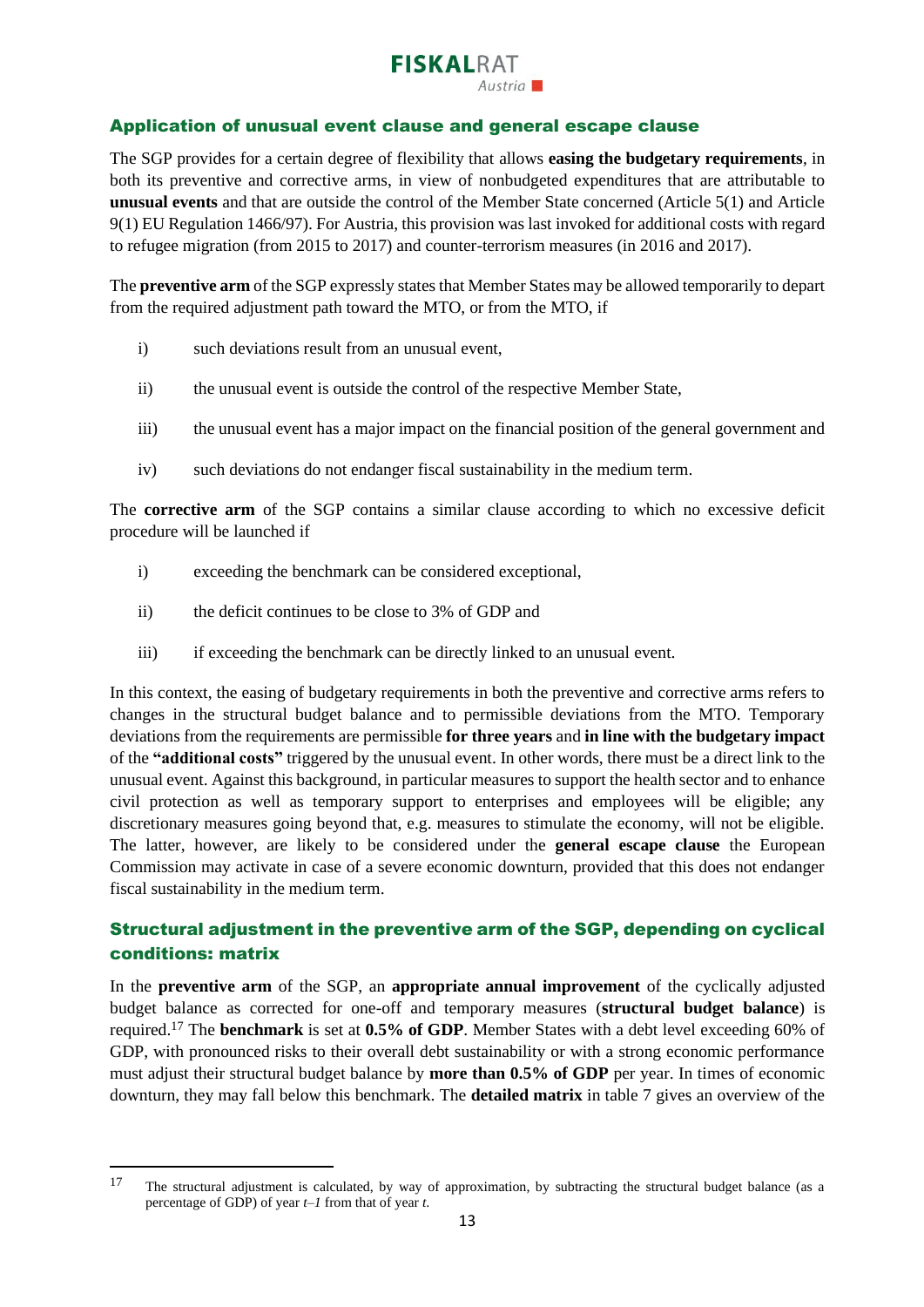## Application of unusual event clause and general escape clause

The SGP provides for a certain degree of flexibility that allows **easing the budgetary requirements**, in both its preventive and corrective arms, in view of nonbudgeted expenditures that are attributable to **unusual events** and that are outside the control of the Member State concerned (Article 5(1) and Article 9(1) EU Regulation 1466/97). For Austria, this provision was last invoked for additional costs with regard to refugee migration (from 2015 to 2017) and counter-terrorism measures (in 2016 and 2017).

The **preventive arm** of the SGP expressly states that Member States may be allowed temporarily to depart from the required adjustment path toward the MTO, or from the MTO, if

- i) such deviations result from an unusual event,
- ii) the unusual event is outside the control of the respective Member State,
- iii) the unusual event has a major impact on the financial position of the general government and
- iv) such deviations do not endanger fiscal sustainability in the medium term.

The **corrective arm** of the SGP contains a similar clause according to which no excessive deficit procedure will be launched if

- i) exceeding the benchmark can be considered exceptional,
- ii) the deficit continues to be close to 3% of GDP and
- iii) if exceeding the benchmark can be directly linked to an unusual event.

In this context, the easing of budgetary requirements in both the preventive and corrective arms refers to changes in the structural budget balance and to permissible deviations from the MTO. Temporary deviations from the requirements are permissible **for three years** and **in line with the budgetary impact** of the **"additional costs"** triggered by the unusual event. In other words, there must be a direct link to the unusual event. Against this background, in particular measures to support the health sector and to enhance civil protection as well as temporary support to enterprises and employees will be eligible; any discretionary measures going beyond that, e.g. measures to stimulate the economy, will not be eligible. The latter, however, are likely to be considered under the **general escape clause** the European Commission may activate in case of a severe economic downturn, provided that this does not endanger fiscal sustainability in the medium term.

## Structural adjustment in the preventive arm of the SGP, depending on cyclical conditions: matrix

In the **preventive arm** of the SGP, an **appropriate annual improvement** of the cyclically adjusted budget balance as corrected for one-off and temporary measures (**structural budget balance**) is required.[17] The **benchmark** is set at **0.5% of GDP**. Member States with a debt level exceeding 60% of GDP, with pronounced risks to their overall debt sustainability or with a strong economic performance must adjust their structural budget balance by **more than 0.5% of GDP** per year. In times of economic downturn, they may fall below this benchmark. The **detailed matrix** in table 7 gives an overview of the

[17] The structural adjustment is calculated, by way of approximation, by subtracting the structural budget balance (as a percentage of GDP) of year *t–1* from that of year *t*.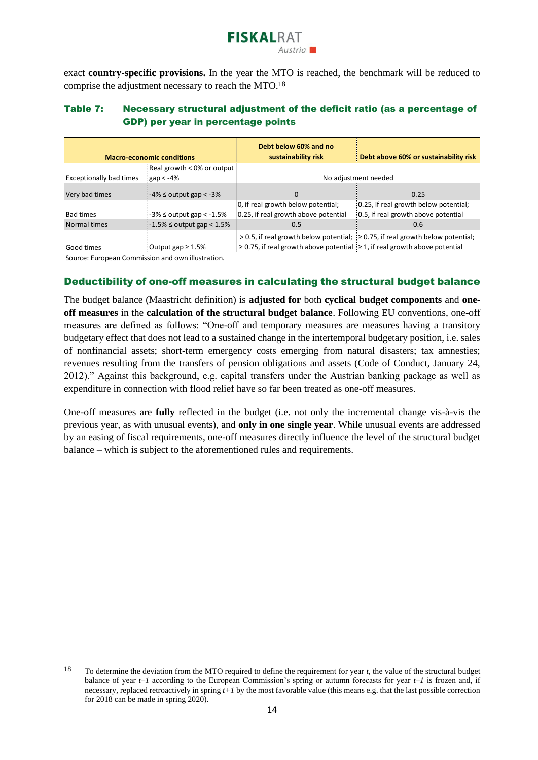exact **country-specific provisions.** In the year the MTO is reached, the benchmark will be reduced to comprise the adjustment necessary to reach the MTO.[18]

### Table 7: Necessary structural adjustment of the deficit ratio (as a percentage of GDP) per year in percentage points

| Macro-economic conditions | | Debt below 60% and no sustainability risk | Debt above 60% or sustainability risk |
|---|---|---|---|
| Exceptionally bad times | Real growth < 0% or output gap < -4% | No adjustment needed | |
| Very bad times | -4% ≤ output gap < -3% | 0 | 0.25 |
| Bad times | -3% ≤ output gap < -1.5% | 0, if real growth below potential; 0.25, if real growth above potential | 0.25, if real growth below potential; 0.5, if real growth above potential |
| Normal times | -1.5% ≤ output gap < 1.5% | 0.5 | 0.6 |
| Good times | Output gap ≥ 1.5% | > 0.5, if real growth below potential; ≥ 0.75, if real growth above potential | ≥ 0.75, if real growth below potential; ≥ 1, if real growth above potential |

Source: European Commission and own illustration.

### Deductibility of one-off measures in calculating the structural budget balance

The budget balance (Maastricht definition) is **adjusted for** both **cyclical budget components** and **one-off measures** in the **calculation of the structural budget balance**. Following EU conventions, one-off measures are defined as follows: "One-off and temporary measures are measures having a transitory budgetary effect that does not lead to a sustained change in the intertemporal budgetary position, i.e. sales of nonfinancial assets; short-term emergency costs emerging from natural disasters; tax amnesties; revenues resulting from the transfers of pension obligations and assets (Code of Conduct, January 24, 2012)." Against this background, e.g. capital transfers under the Austrian banking package as well as expenditure in connection with flood relief have so far been treated as one-off measures.

One-off measures are **fully** reflected in the budget (i.e. not only the incremental change vis-à-vis the previous year, as with unusual events), and **only in one single year**. While unusual events are addressed by an easing of fiscal requirements, one-off measures directly influence the level of the structural budget balance – which is subject to the aforementioned rules and requirements.

---

[18] To determine the deviation from the MTO required to define the requirement for year *t*, the value of the structural budget balance of year *t–1* according to the European Commission's spring or autumn forecasts for year *t–1* is frozen and, if necessary, replaced retroactively in spring *t+1* by the most favorable value (this means e.g. that the last possible correction for 2018 can be made in spring 2020).